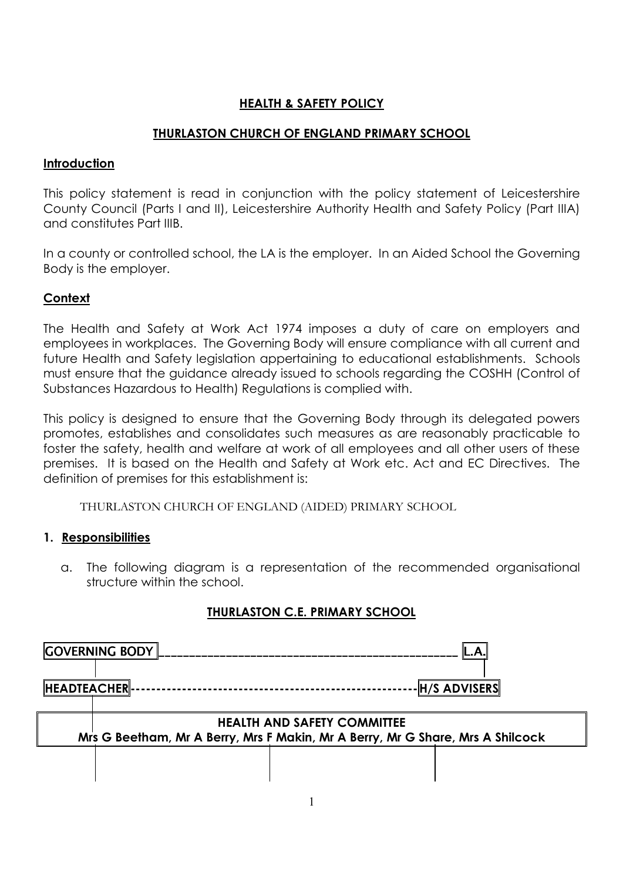# **HEALTH & SAFETY POLICY**

## **THURLASTON CHURCH OF ENGLAND PRIMARY SCHOOL**

### **Introduction**

This policy statement is read in conjunction with the policy statement of Leicestershire County Council (Parts I and II), Leicestershire Authority Health and Safety Policy (Part IIIA) and constitutes Part IIIB.

In a county or controlled school, the LA is the employer. In an Aided School the Governing Body is the employer.

### **Context**

The Health and Safety at Work Act 1974 imposes a duty of care on employers and employees in workplaces. The Governing Body will ensure compliance with all current and future Health and Safety legislation appertaining to educational establishments. Schools must ensure that the guidance already issued to schools regarding the COSHH (Control of Substances Hazardous to Health) Regulations is complied with.

This policy is designed to ensure that the Governing Body through its delegated powers promotes, establishes and consolidates such measures as are reasonably practicable to foster the safety, health and welfare at work of all employees and all other users of these premises. It is based on the Health and Safety at Work etc. Act and EC Directives. The definition of premises for this establishment is:

THURLASTON CHURCH OF ENGLAND (AIDED) PRIMARY SCHOOL

### 1. **Responsibilities**

a. The following diagram is a representation of the recommended organisational structure within the school.

**THURLASTON C.E. PRIMARY SCHOOL**

**GOVERNING BODY** ________________________________ **L.A.**

**HEADTEACHER** -------------------------------------------- **H/S ADVISERS**

**HEALTH AND SAFETY COMMITTEE**
**Mrs G Beetham, Mr A Berry, Mrs F Makin, Mr A Berry, Mr G Share, Mrs A Shilcock**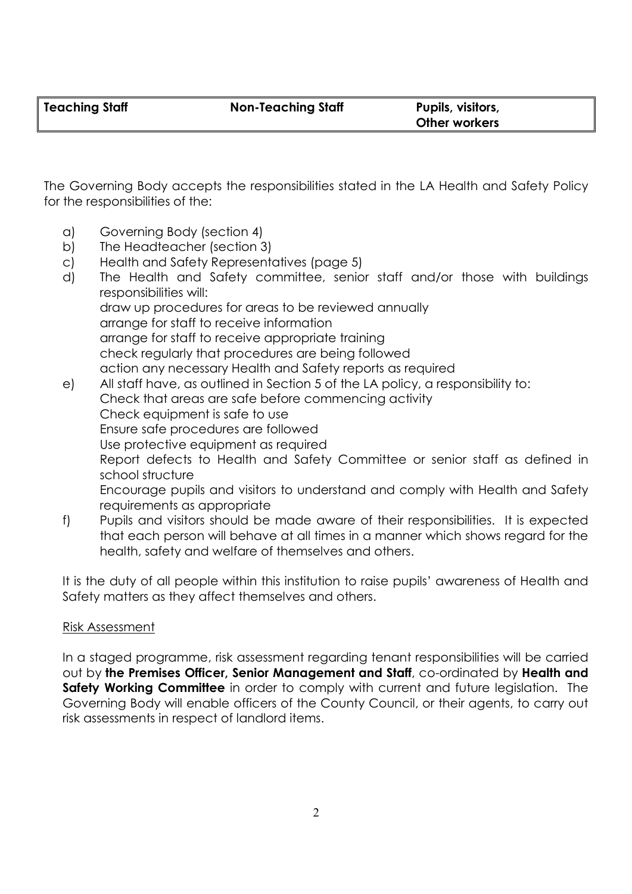| Teaching Staff | Non-Teaching Staff | Pupils, visitors, Other workers |
|---|---|---|

The Governing Body accepts the responsibilities stated in the LA Health and Safety Policy for the responsibilities of the:

a) Governing Body (section 4)
b) The Headteacher (section 3)
c) Health and Safety Representatives (page 5)
d) The Health and Safety committee, senior staff and/or those with buildings responsibilities will:
   draw up procedures for areas to be reviewed annually
   arrange for staff to receive information
   arrange for staff to receive appropriate training
   check regularly that procedures are being followed
   action any necessary Health and Safety reports as required
e) All staff have, as outlined in Section 5 of the LA policy, a responsibility to:
   Check that areas are safe before commencing activity
   Check equipment is safe to use
   Ensure safe procedures are followed
   Use protective equipment as required
   Report defects to Health and Safety Committee or senior staff as defined in school structure
   Encourage pupils and visitors to understand and comply with Health and Safety requirements as appropriate
f) Pupils and visitors should be made aware of their responsibilities. It is expected that each person will behave at all times in a manner which shows regard for the health, safety and welfare of themselves and others.

It is the duty of all people within this institution to raise pupils' awareness of Health and Safety matters as they affect themselves and others.

<u>Risk Assessment</u>

In a staged programme, risk assessment regarding tenant responsibilities will be carried out by **the Premises Officer, Senior Management and Staff**, co-ordinated by **Health and Safety Working Committee** in order to comply with current and future legislation. The Governing Body will enable officers of the County Council, or their agents, to carry out risk assessments in respect of landlord items.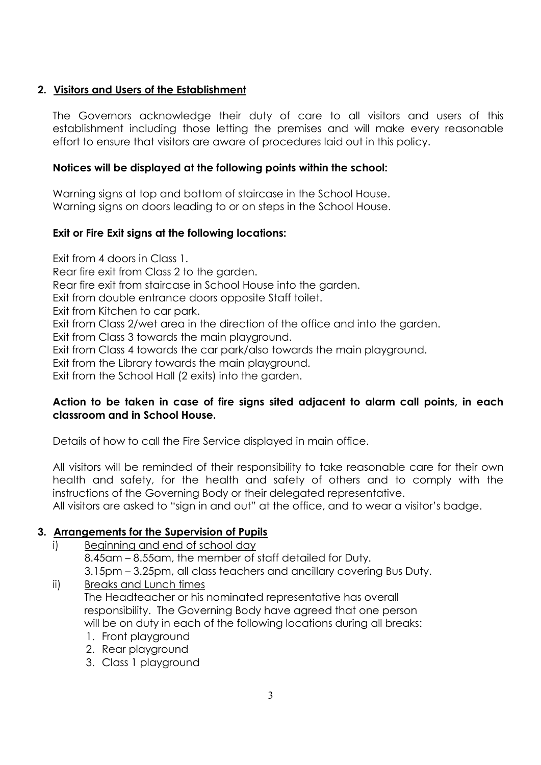## 2. Visitors and Users of the Establishment

The Governors acknowledge their duty of care to all visitors and users of this establishment including those letting the premises and will make every reasonable effort to ensure that visitors are aware of procedures laid out in this policy.

**Notices will be displayed at the following points within the school:**

Warning signs at top and bottom of staircase in the School House.
Warning signs on doors leading to or on steps in the School House.

**Exit or Fire Exit signs at the following locations:**

Exit from 4 doors in Class 1.
Rear fire exit from Class 2 to the garden.
Rear fire exit from staircase in School House into the garden.
Exit from double entrance doors opposite Staff toilet.
Exit from Kitchen to car park.
Exit from Class 2/wet area in the direction of the office and into the garden.
Exit from Class 3 towards the main playground.
Exit from Class 4 towards the car park/also towards the main playground.
Exit from the Library towards the main playground.
Exit from the School Hall (2 exits) into the garden.

**Action to be taken in case of fire signs sited adjacent to alarm call points, in each classroom and in School House.**

Details of how to call the Fire Service displayed in main office.

All visitors will be reminded of their responsibility to take reasonable care for their own health and safety, for the health and safety of others and to comply with the instructions of the Governing Body or their delegated representative.
All visitors are asked to "sign in and out" at the office, and to wear a visitor's badge.

## 3. Arrangements for the Supervision of Pupils

i) Beginning and end of school day
8.45am – 8.55am, the member of staff detailed for Duty.
3.15pm – 3.25pm, all class teachers and ancillary covering Bus Duty.

ii) Breaks and Lunch times
The Headteacher or his nominated representative has overall responsibility. The Governing Body have agreed that one person will be on duty in each of the following locations during all breaks:

1. Front playground
2. Rear playground
3. Class 1 playground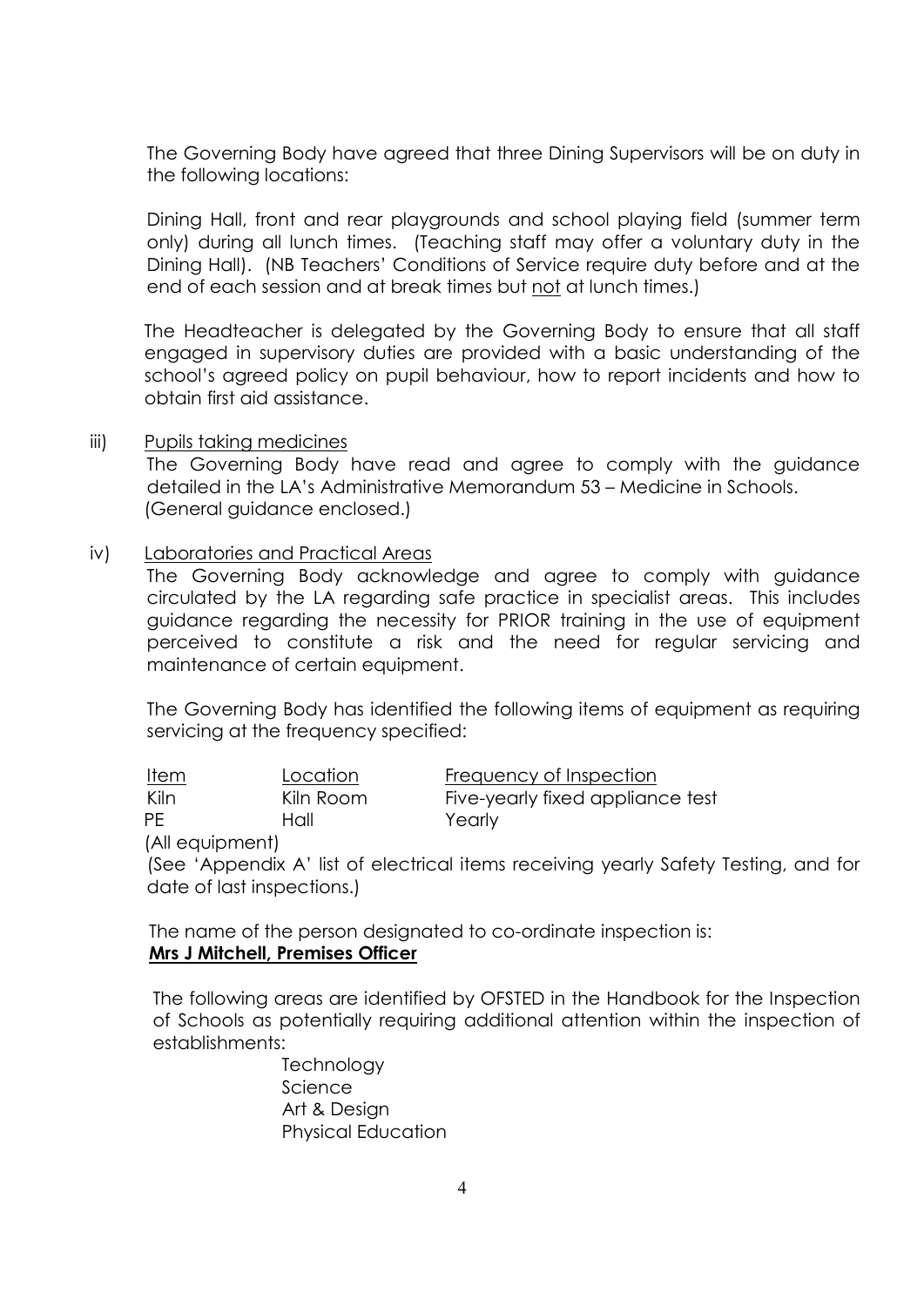The Governing Body have agreed that three Dining Supervisors will be on duty in the following locations:

Dining Hall, front and rear playgrounds and school playing field (summer term only) during all lunch times. (Teaching staff may offer a voluntary duty in the Dining Hall). (NB Teachers' Conditions of Service require duty before and at the end of each session and at break times but <u>not</u> at lunch times.)

The Headteacher is delegated by the Governing Body to ensure that all staff engaged in supervisory duties are provided with a basic understanding of the school's agreed policy on pupil behaviour, how to report incidents and how to obtain first aid assistance.

iii) <u>Pupils taking medicines</u>

The Governing Body have read and agree to comply with the guidance detailed in the LA's Administrative Memorandum 53 – Medicine in Schools. (General guidance enclosed.)

iv) <u>Laboratories and Practical Areas</u>

The Governing Body acknowledge and agree to comply with guidance circulated by the LA regarding safe practice in specialist areas. This includes guidance regarding the necessity for PRIOR training in the use of equipment perceived to constitute a risk and the need for regular servicing and maintenance of certain equipment.

The Governing Body has identified the following items of equipment as requiring servicing at the frequency specified:

| Item | Location | Frequency of Inspection |
|---|---|---|
| Kiln | Kiln Room | Five-yearly fixed appliance test |
| PE (All equipment) | Hall | Yearly |

(See 'Appendix A' list of electrical items receiving yearly Safety Testing, and for date of last inspections.)

The name of the person designated to co-ordinate inspection is:
**<u>Mrs J Mitchell, Premises Officer</u>**

The following areas are identified by OFSTED in the Handbook for the Inspection of Schools as potentially requiring additional attention within the inspection of establishments:

- Technology
- Science
- Art & Design
- Physical Education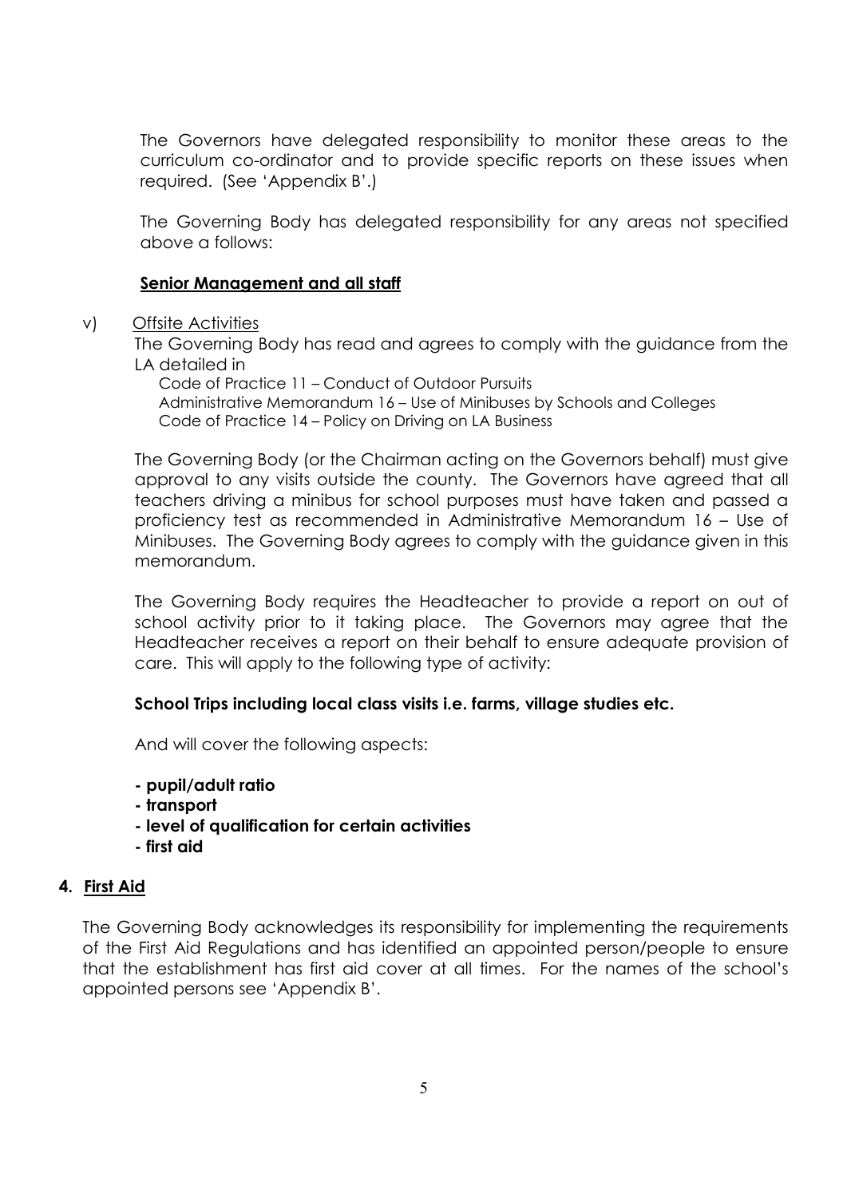The Governors have delegated responsibility to monitor these areas to the curriculum co-ordinator and to provide specific reports on these issues when required. (See 'Appendix B'.)

The Governing Body has delegated responsibility for any areas not specified above a follows:

**<u>Senior Management and all staff</u>**

v) <u>Offsite Activities</u>

The Governing Body has read and agrees to comply with the guidance from the LA detailed in

Code of Practice 11 – Conduct of Outdoor Pursuits
Administrative Memorandum 16 – Use of Minibuses by Schools and Colleges
Code of Practice 14 – Policy on Driving on LA Business

The Governing Body (or the Chairman acting on the Governors behalf) must give approval to any visits outside the county. The Governors have agreed that all teachers driving a minibus for school purposes must have taken and passed a proficiency test as recommended in Administrative Memorandum 16 – Use of Minibuses. The Governing Body agrees to comply with the guidance given in this memorandum.

The Governing Body requires the Headteacher to provide a report on out of school activity prior to it taking place. The Governors may agree that the Headteacher receives a report on their behalf to ensure adequate provision of care. This will apply to the following type of activity:

**School Trips including local class visits i.e. farms, village studies etc.**

And will cover the following aspects:

- **pupil/adult ratio**
- **transport**
- **level of qualification for certain activities**
- **first aid**

## 4. <u>First Aid</u>

The Governing Body acknowledges its responsibility for implementing the requirements of the First Aid Regulations and has identified an appointed person/people to ensure that the establishment has first aid cover at all times. For the names of the school's appointed persons see 'Appendix B'.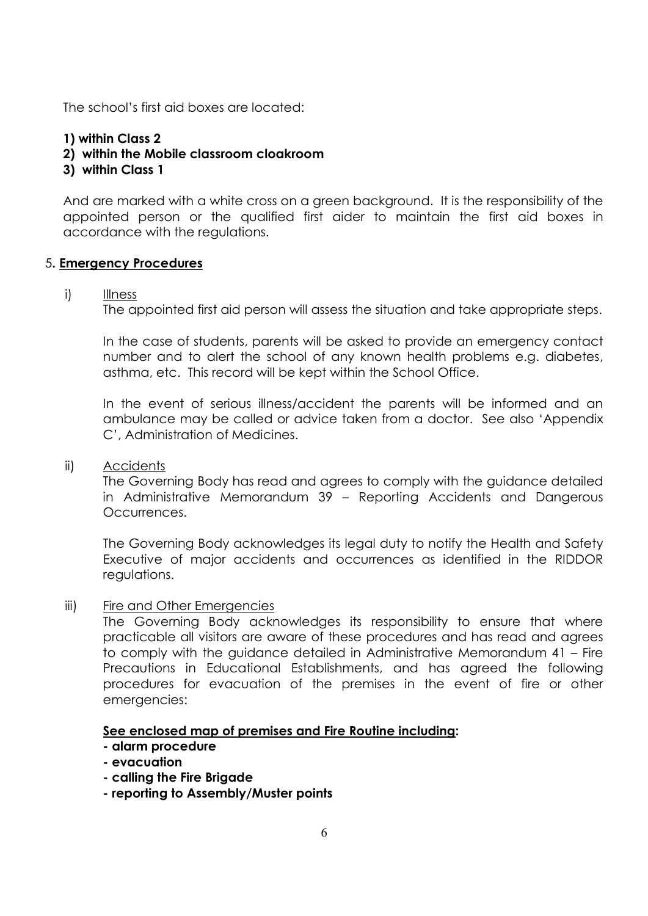The school's first aid boxes are located:

**1) within Class 2**
**2) within the Mobile classroom cloakroom**
**3) within Class 1**

And are marked with a white cross on a green background. It is the responsibility of the appointed person or the qualified first aider to maintain the first aid boxes in accordance with the regulations.

## 5. **<u>Emergency Procedures</u>**

i) <u>Illness</u>

The appointed first aid person will assess the situation and take appropriate steps.

In the case of students, parents will be asked to provide an emergency contact number and to alert the school of any known health problems e.g. diabetes, asthma, etc. This record will be kept within the School Office.

In the event of serious illness/accident the parents will be informed and an ambulance may be called or advice taken from a doctor. See also 'Appendix C', Administration of Medicines.

ii) <u>Accidents</u>

The Governing Body has read and agrees to comply with the guidance detailed in Administrative Memorandum 39 – Reporting Accidents and Dangerous Occurrences.

The Governing Body acknowledges its legal duty to notify the Health and Safety Executive of major accidents and occurrences as identified in the RIDDOR regulations.

iii) <u>Fire and Other Emergencies</u>

The Governing Body acknowledges its responsibility to ensure that where practicable all visitors are aware of these procedures and has read and agrees to comply with the guidance detailed in Administrative Memorandum 41 – Fire Precautions in Educational Establishments, and has agreed the following procedures for evacuation of the premises in the event of fire or other emergencies:

**<u>See enclosed map of premises and Fire Routine including</u>:**

- **alarm procedure**
- **evacuation**
- **calling the Fire Brigade**
- **reporting to Assembly/Muster points**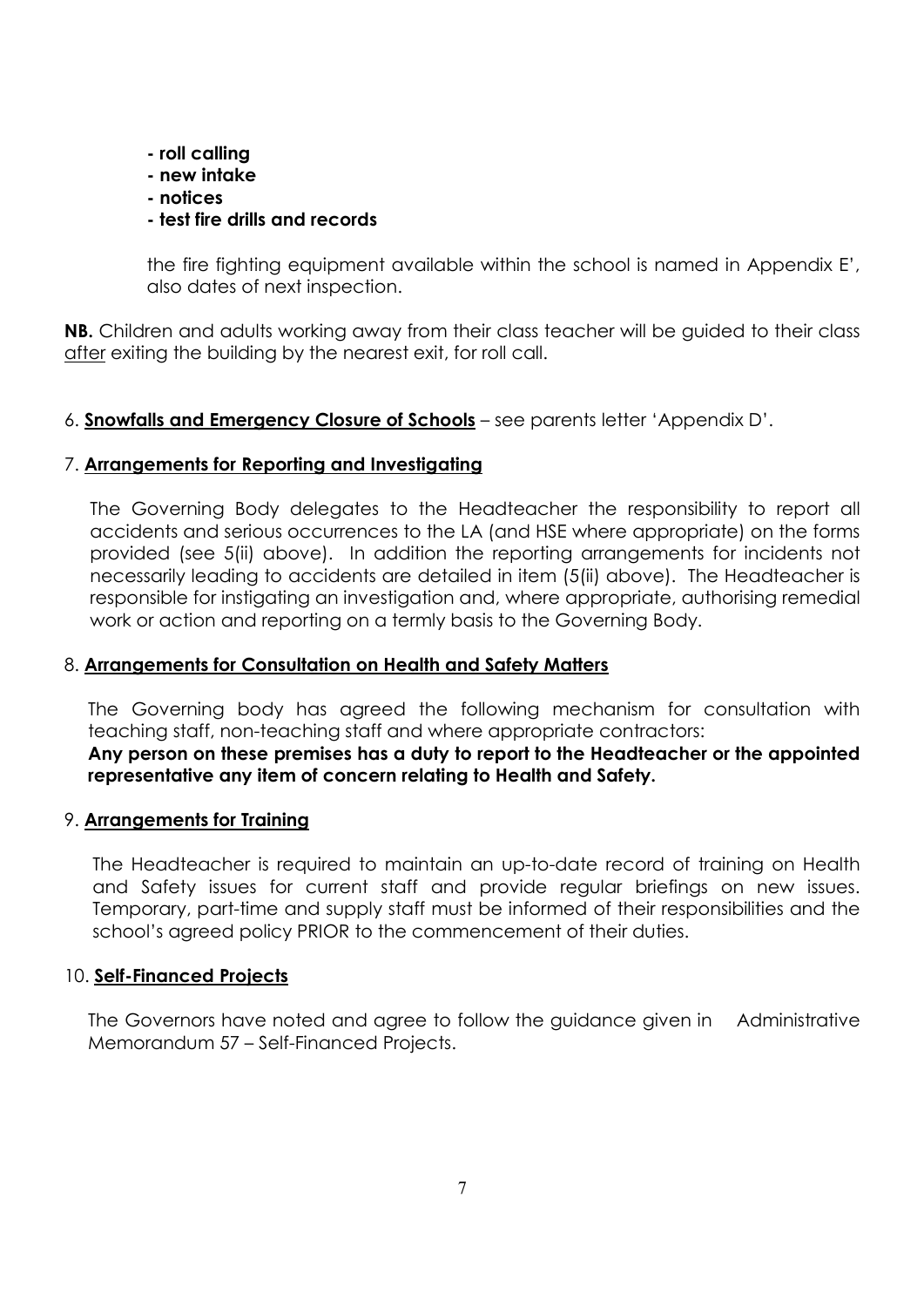**- roll calling**
**- new intake**
**- notices**
**- test fire drills and records**

the fire fighting equipment available within the school is named in Appendix E', also dates of next inspection.

**NB.** Children and adults working away from their class teacher will be guided to their class <u>after</u> exiting the building by the nearest exit, for roll call.

6. **<u>Snowfalls and Emergency Closure of Schools</u>** – see parents letter 'Appendix D'.

7. **<u>Arrangements for Reporting and Investigating</u>**

The Governing Body delegates to the Headteacher the responsibility to report all accidents and serious occurrences to the LA (and HSE where appropriate) on the forms provided (see 5(ii) above). In addition the reporting arrangements for incidents not necessarily leading to accidents are detailed in item (5(ii) above). The Headteacher is responsible for instigating an investigation and, where appropriate, authorising remedial work or action and reporting on a termly basis to the Governing Body.

8. **<u>Arrangements for Consultation on Health and Safety Matters</u>**

The Governing body has agreed the following mechanism for consultation with teaching staff, non-teaching staff and where appropriate contractors:
**Any person on these premises has a duty to report to the Headteacher or the appointed representative any item of concern relating to Health and Safety.**

9. **<u>Arrangements for Training</u>**

The Headteacher is required to maintain an up-to-date record of training on Health and Safety issues for current staff and provide regular briefings on new issues. Temporary, part-time and supply staff must be informed of their responsibilities and the school's agreed policy PRIOR to the commencement of their duties.

10. **<u>Self-Financed Projects</u>**

The Governors have noted and agree to follow the guidance given in Administrative Memorandum 57 – Self-Financed Projects.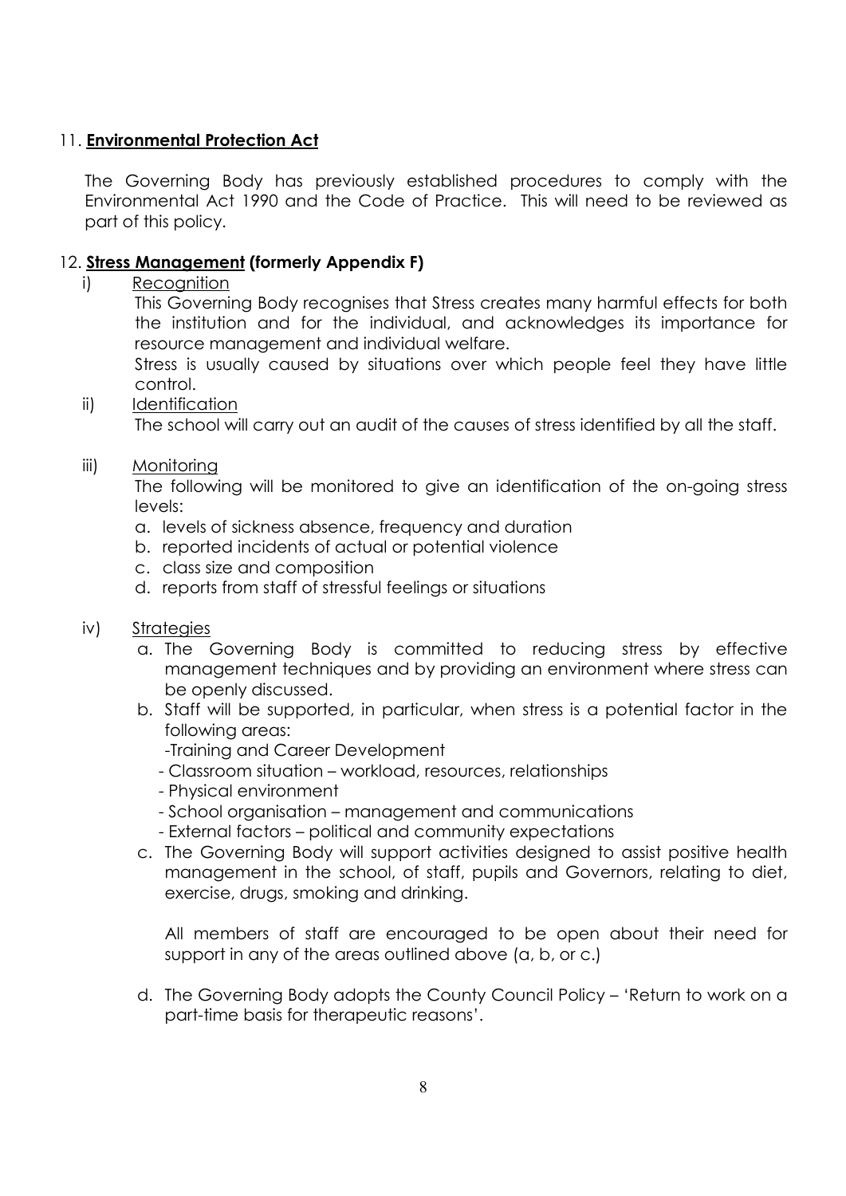## 11. **Environmental Protection Act**

The Governing Body has previously established procedures to comply with the Environmental Act 1990 and the Code of Practice. This will need to be reviewed as part of this policy.

## 12. **Stress Management (formerly Appendix F)**

i) <u>Recognition</u>

This Governing Body recognises that Stress creates many harmful effects for both the institution and for the individual, and acknowledges its importance for resource management and individual welfare.

Stress is usually caused by situations over which people feel they have little control.

ii) <u>Identification</u>

The school will carry out an audit of the causes of stress identified by all the staff.

iii) <u>Monitoring</u>

The following will be monitored to give an identification of the on-going stress levels:

a. levels of sickness absence, frequency and duration
b. reported incidents of actual or potential violence
c. class size and composition
d. reports from staff of stressful feelings or situations

iv) <u>Strategies</u>

a. The Governing Body is committed to reducing stress by effective management techniques and by providing an environment where stress can be openly discussed.

b. Staff will be supported, in particular, when stress is a potential factor in the following areas:
   - Training and Career Development
   - Classroom situation – workload, resources, relationships
   - Physical environment
   - School organisation – management and communications
   - External factors – political and community expectations

c. The Governing Body will support activities designed to assist positive health management in the school, of staff, pupils and Governors, relating to diet, exercise, drugs, smoking and drinking.

   All members of staff are encouraged to be open about their need for support in any of the areas outlined above (a, b, or c.)

d. The Governing Body adopts the County Council Policy – 'Return to work on a part-time basis for therapeutic reasons'.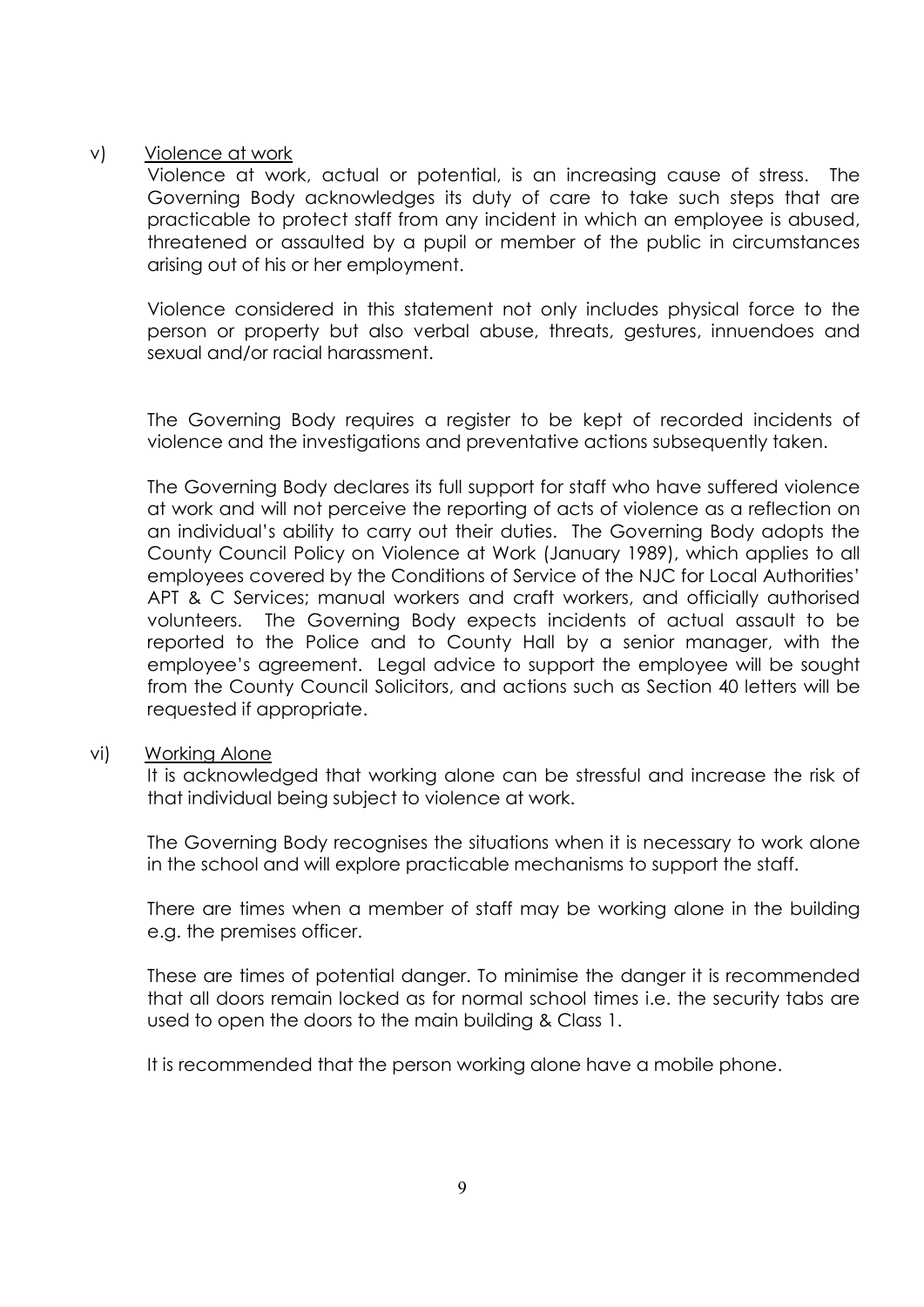### v) Violence at work

Violence at work, actual or potential, is an increasing cause of stress. The Governing Body acknowledges its duty of care to take such steps that are practicable to protect staff from any incident in which an employee is abused, threatened or assaulted by a pupil or member of the public in circumstances arising out of his or her employment.

Violence considered in this statement not only includes physical force to the person or property but also verbal abuse, threats, gestures, innuendoes and sexual and/or racial harassment.

The Governing Body requires a register to be kept of recorded incidents of violence and the investigations and preventative actions subsequently taken.

The Governing Body declares its full support for staff who have suffered violence at work and will not perceive the reporting of acts of violence as a reflection on an individual's ability to carry out their duties. The Governing Body adopts the County Council Policy on Violence at Work (January 1989), which applies to all employees covered by the Conditions of Service of the NJC for Local Authorities' APT & C Services; manual workers and craft workers, and officially authorised volunteers. The Governing Body expects incidents of actual assault to be reported to the Police and to County Hall by a senior manager, with the employee's agreement. Legal advice to support the employee will be sought from the County Council Solicitors, and actions such as Section 40 letters will be requested if appropriate.

### vi) Working Alone

It is acknowledged that working alone can be stressful and increase the risk of that individual being subject to violence at work.

The Governing Body recognises the situations when it is necessary to work alone in the school and will explore practicable mechanisms to support the staff.

There are times when a member of staff may be working alone in the building e.g. the premises officer.

These are times of potential danger. To minimise the danger it is recommended that all doors remain locked as for normal school times i.e. the security tabs are used to open the doors to the main building & Class 1.

It is recommended that the person working alone have a mobile phone.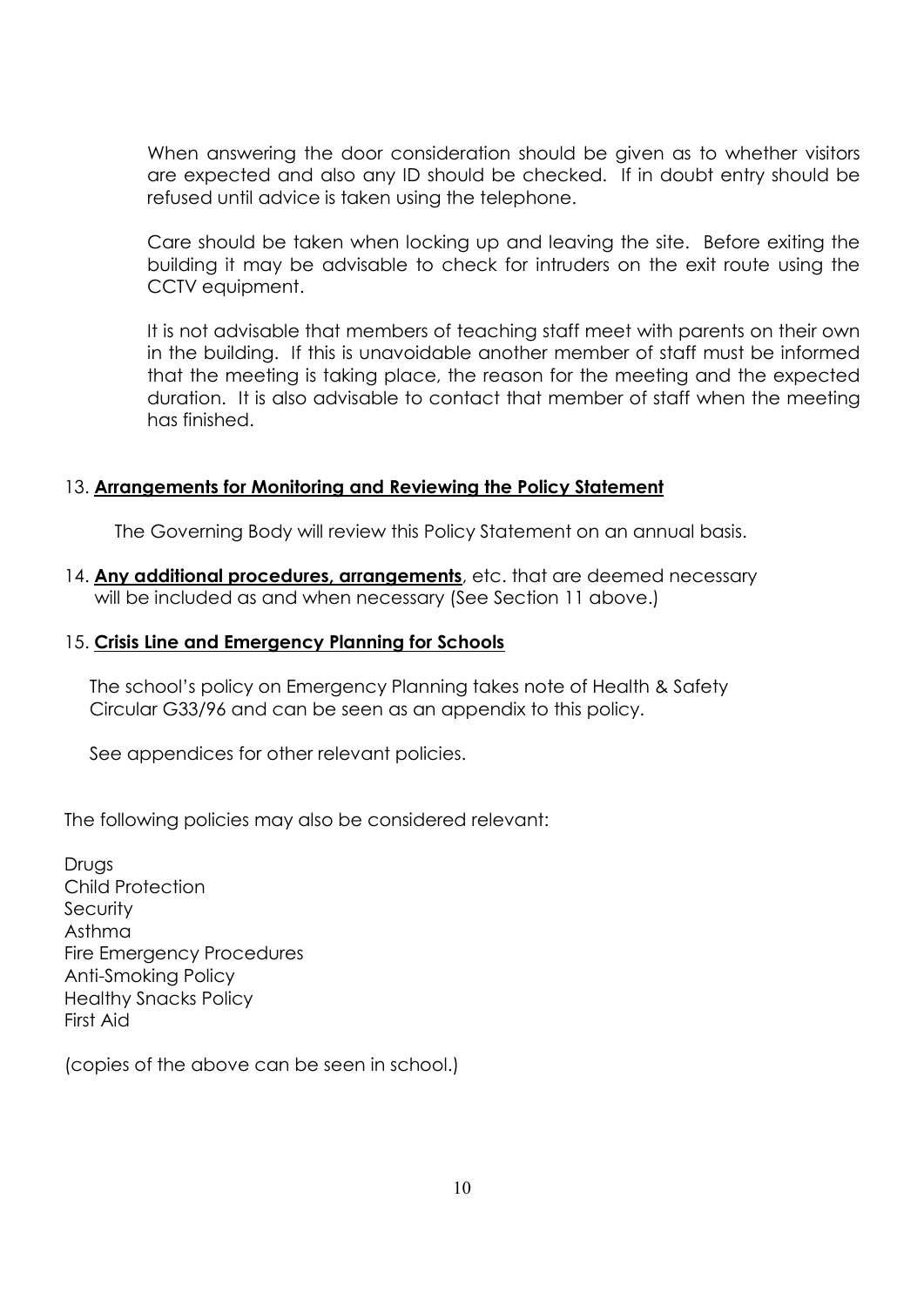When answering the door consideration should be given as to whether visitors are expected and also any ID should be checked. If in doubt entry should be refused until advice is taken using the telephone.

Care should be taken when locking up and leaving the site. Before exiting the building it may be advisable to check for intruders on the exit route using the CCTV equipment.

It is not advisable that members of teaching staff meet with parents on their own in the building. If this is unavoidable another member of staff must be informed that the meeting is taking place, the reason for the meeting and the expected duration. It is also advisable to contact that member of staff when the meeting has finished.

13. **Arrangements for Monitoring and Reviewing the Policy Statement**

The Governing Body will review this Policy Statement on an annual basis.

14. **Any additional procedures, arrangements**, etc. that are deemed necessary will be included as and when necessary (See Section 11 above.)

15. **Crisis Line and Emergency Planning for Schools**

The school's policy on Emergency Planning takes note of Health & Safety Circular G33/96 and can be seen as an appendix to this policy.

See appendices for other relevant policies.

The following policies may also be considered relevant:

Drugs
Child Protection
Security
Asthma
Fire Emergency Procedures
Anti-Smoking Policy
Healthy Snacks Policy
First Aid

(copies of the above can be seen in school.)